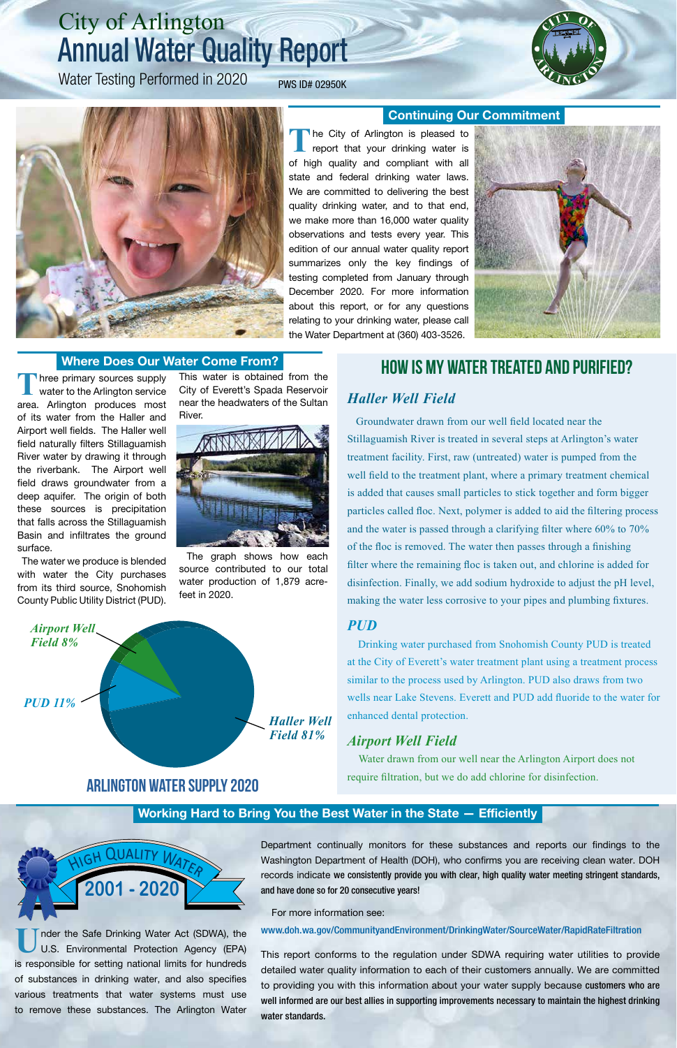# City of Arlington
# Annual Water Quality Report

Water Testing Performed in 2020 PWS ID# 02950K

## Continuing Our Commitment

The City of Arlington is pleased to report that your drinking water is of high quality and compliant with all state and federal drinking water laws. We are committed to delivering the best quality drinking water, and to that end, we make more than 16,000 water quality observations and tests every year. This edition of our annual water quality report summarizes only the key findings of testing completed from January through December 2020. For more information about this report, or for any questions relating to your drinking water, please call the Water Department at (360) 403-3526.

## Where Does Our Water Come From?

Three primary sources supply water to the Arlington service area. Arlington produces most of its water from the Haller and Airport well fields. The Haller well field naturally filters Stillaguamish River water by drawing it through the riverbank. The Airport well field draws groundwater from a deep aquifer. The origin of both these sources is precipitation that falls across the Stillaguamish Basin and infiltrates the ground surface.

The water we produce is blended with water the City purchases from its third source, Snohomish County Public Utility District (PUD). This water is obtained from the City of Everett's Spada Reservoir near the headwaters of the Sultan River.

The graph shows how each source contributed to our total water production of 1,879 acre-feet in 2020.

**ARLINGTON WATER SUPPLY 2020**

- *Haller Well Field 81%*
- *PUD 11%*
- *Airport Well Field 8%*

## HOW IS MY WATER TREATED AND PURIFIED?

### *Haller Well Field*

Groundwater drawn from our well field located near the Stillaguamish River is treated in several steps at Arlington's water treatment facility. First, raw (untreated) water is pumped from the well field to the treatment plant, where a primary treatment chemical is added that causes small particles to stick together and form bigger particles called floc. Next, polymer is added to aid the filtering process and the water is passed through a clarifying filter where 60% to 70% of the floc is removed. The water then passes through a finishing filter where the remaining floc is taken out, and chlorine is added for disinfection. Finally, we add sodium hydroxide to adjust the pH level, making the water less corrosive to your pipes and plumbing fixtures.

### *PUD*

Drinking water purchased from Snohomish County PUD is treated at the City of Everett's water treatment plant using a treatment process similar to the process used by Arlington. PUD also draws from two wells near Lake Stevens. Everett and PUD add fluoride to the water for enhanced dental protection.

### *Airport Well Field*

Water drawn from our well near the Arlington Airport does not require filtration, but we do add chlorine for disinfection.

## Working Hard to Bring You the Best Water in the State — Efficiently

HIGH QUALITY WATER 2001 - 2020

Under the Safe Drinking Water Act (SDWA), the U.S. Environmental Protection Agency (EPA) is responsible for setting national limits for hundreds of substances in drinking water, and also specifies various treatments that water systems must use to remove these substances. The Arlington Water Department continually monitors for these substances and reports our findings to the Washington Department of Health (DOH), who confirms you are receiving clean water. DOH records indicate **we consistently provide you with clear, high quality water meeting stringent standards, and have done so for 20 consecutive years!**

For more information see:

www.doh.wa.gov/CommunityandEnvironment/DrinkingWater/SourceWater/RapidRateFiltration

This report conforms to the regulation under SDWA requiring water utilities to provide detailed water quality information to each of their customers annually. We are committed to providing you with this information about your water supply because **customers who are well informed are our best allies in supporting improvements necessary to maintain the highest drinking water standards.**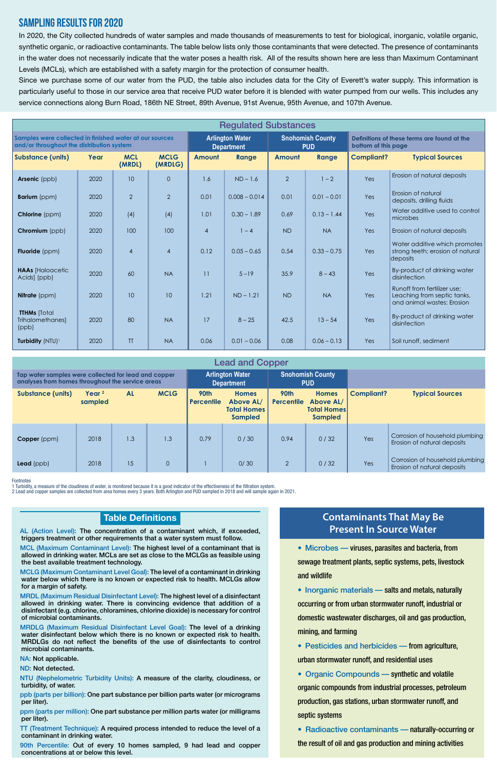## SAMPLING RESULTS FOR 2020

In 2020, the City collected hundreds of water samples and made thousands of measurements to test for biological, inorganic, volatile organic, synthetic organic, or radioactive contaminants. The table below lists only those contaminants that were detected. The presence of contaminants in the water does not necessarily indicate that the water poses a health risk. All of the results shown here are less than Maximum Contaminant Levels (MCLs), which are established with a safety margin for the protection of consumer health.

Since we purchase some of our water from the PUD, the table also includes data for the City of Everett's water supply. This information is particularly useful to those in our service area that receive PUD water before it is blended with water pumped from our wells. This includes any service connections along Burn Road, 186th NE Street, 89th Avenue, 91st Avenue, 95th Avenue, and 107th Avenue.

### Regulated Substances

| Samples were collected in finished water at our sources and/or throughout the distribution system | | | | Arlington Water Department | | Snohomish County PUD | | Definitions of these terms are found at the bottom of this page | |
|---|---|---|---|---|---|---|---|---|---|
| **Substance (units)** | **Year** | **MCL (MRDL)** | **MCLG (MRDLG)** | **Amount** | **Range** | **Amount** | **Range** | **Compliant?** | **Typical Sources** |
| **Arsenic** (ppb) | 2020 | 10 | 0 | 1.6 | ND – 1.6 | 2 | 1 – 2 | Yes | Erosion of natural deposits |
| **Barium** (ppm) | 2020 | 2 | 2 | 0.01 | 0.008 – 0.014 | 0.01 | 0.01 – 0.01 | Yes | Erosion of natural deposits, drilling fluids |
| **Chlorine** (ppm) | 2020 | (4) | (4) | 1.01 | 0.30 – 1.89 | 0.69 | 0.13 – 1.44 | Yes | Water additive used to control microbes |
| **Chromium** (ppb) | 2020 | 100 | 100 | 4 | 1 – 4 | ND | NA | Yes | Erosion of natural deposits |
| **Fluoride** (ppm) | 2020 | 4 | 4 | 0.12 | 0.05 – 0.65 | 0.54 | 0.33 – 0.75 | Yes | Water additive which promotes strong teeth; erosion of natural deposits |
| **HAAs** [Haloacetic Acids] (ppb) | 2020 | 60 | NA | 11 | 5 –19 | 35.9 | 8 – 43 | Yes | By-product of drinking water disinfection |
| **Nitrate** (ppm) | 2020 | 10 | 10 | 1.21 | ND – 1.21 | ND | NA | Yes | Runoff from fertilizer use; Leaching from septic tanks, and animal wastes; Erosion |
| **TTHMs** [Total Trihalomethanes] (ppb) | 2020 | 80 | NA | 17 | 8 – 25 | 42.5 | 13 – 54 | Yes | By-product of drinking water disinfection |
| **Turbidity** (NTU)[1] | 2020 | TT | NA | 0.06 | 0.01 – 0.06 | 0.08 | 0.06 – 0.13 | Yes | Soil runoff, sediment |

### Lead and Copper

| Tap water samples were collected for lead and copper analyses from homes throughout the service areas | | | | Arlington Water Department | | Snohomish County PUD | | | |
|---|---|---|---|---|---|---|---|---|---|
| **Substance (units)** | **Year [2] sampled** | **AL** | **MCLG** | **90th Percentile** | **Homes Above AL/ Total Homes Sampled** | **90th Percentile** | **Homes Above AL/ Total Homes Sampled** | **Compliant?** | **Typical Sources** |
| **Copper** (ppm) | 2018 | 1.3 | 1.3 | 0.79 | 0 / 30 | 0.94 | 0 / 32 | Yes | Corrosion of household plumbing Erosion of natural deposits |
| **Lead** (ppb) | 2018 | 15 | 0 | 1 | 0/ 30 | 2 | 0 / 32 | Yes | Corrosion of household plumbing Erosion of natural deposits |

Footnotes

1 Turbidity, a measure of the cloudiness of water, is monitored because it is a good indicator of the effectiveness of the filtration system.

2 Lead and copper samples are collected from area homes every 3 years. Both Arlington and PUD sampled in 2018 and will sample again in 2021.

### Table Definitions

**AL (Action Level):** The concentration of a contaminant which, if exceeded, triggers treatment or other requirements that a water system must follow.

**MCL (Maximum Contaminant Level):** The highest level of a contaminant that is allowed in drinking water. MCLs are set as close to the MCLGs as feasible using the best available treatment technology.

**MCLG (Maximum Contaminant Level Goal):** The level of a contaminant in drinking water below which there is no known or expected risk to health. MCLGs allow for a margin of safety.

**MRDL (Maximum Residual Disinfectant Level):** The highest level of a disinfectant allowed in drinking water. There is convincing evidence that addition of a disinfectant (e.g. chlorine, chloramines, chlorine dioxide) is necessary for control of microbial contaminants.

**MRDLG (Maximum Residual Disinfectant Level Goal):** The level of a drinking water disinfectant below which there is no known or expected risk to health. MRDLGs do not reflect the benefits of the use of disinfectants to control microbial contaminants.

**NA:** Not applicable.

**ND:** Not detected.

**NTU (Nephelometric Turbidity Units):** A measure of the clarity, cloudiness, or turbidity, of water.

**ppb (parts per billion):** One part substance per billion parts water (or micrograms per liter).

**ppm (parts per million):** One part substance per million parts water (or milligrams per liter).

**TT (Treatment Technique):** A required process intended to reduce the level of a contaminant in drinking water.

**90th Percentile:** Out of every 10 homes sampled, 9 had lead and copper concentrations at or below this level.

### Contaminants That May Be Present In Source Water

- **Microbes** — viruses, parasites and bacteria, from sewage treatment plants, septic systems, pets, livestock and wildlife
- **Inorganic materials** — salts and metals, naturally occurring or from urban stormwater runoff, industrial or domestic wastewater discharges, oil and gas production, mining, and farming
- **Pesticides and herbicides** — from agriculture, urban stormwater runoff, and residential uses
- **Organic Compounds** — synthetic and volatile organic compounds from industrial processes, petroleum production, gas stations, urban stormwater runoff, and septic systems
- **Radioactive contaminants** — naturally-occurring or the result of oil and gas production and mining activities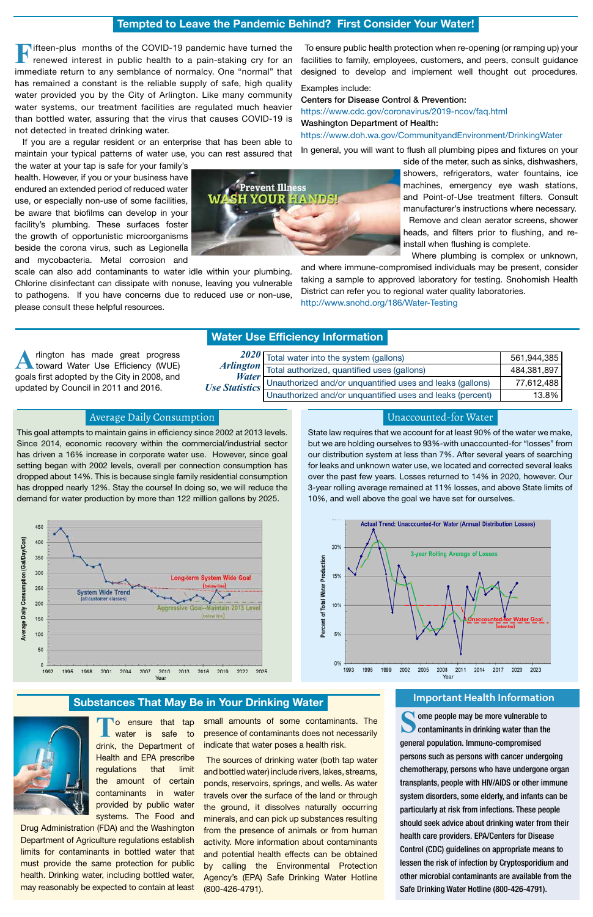## Tempted to Leave the Pandemic Behind? First Consider Your Water!

Fifteen-plus months of the COVID-19 pandemic have turned the renewed interest in public health to a pain-staking cry for an immediate return to any semblance of normalcy. One "normal" that has remained a constant is the reliable supply of safe, high quality water provided you by the City of Arlington. Like many community water systems, our treatment facilities are regulated much heavier than bottled water, assuring that the virus that causes COVID-19 is not detected in treated drinking water.

If you are a regular resident or an enterprise that has been able to maintain your typical patterns of water use, you can rest assured that the water at your tap is safe for your family's health. However, if you or your business have endured an extended period of reduced water use, or especially non-use of some facilities, be aware that biofilms can develop in your facility's plumbing. These surfaces foster the growth of opportunistic microorganisms beside the corona virus, such as Legionella and mycobacteria. Metal corrosion and scale can also add contaminants to water idle within your plumbing. Chlorine disinfectant can dissipate with nonuse, leaving you vulnerable to pathogens. If you have concerns due to reduced use or non-use, please consult these helpful resources.

Prevent Illness
WASH YOUR HANDS!

To ensure public health protection when re-opening (or ramping up) your facilities to family, employees, customers, and peers, consult guidance designed to develop and implement well thought out procedures.

Examples include:

**Centers for Disease Control & Prevention:**
https://www.cdc.gov/coronavirus/2019-ncov/faq.html

**Washington Department of Health:**
https://www.doh.wa.gov/CommunityandEnvironment/DrinkingWater

In general, you will want to flush all plumbing pipes and fixtures on your side of the meter, such as sinks, dishwashers, showers, refrigerators, water fountains, ice machines, emergency eye wash stations, and Point-of-Use treatment filters. Consult manufacturer's instructions where necessary.

Remove and clean aerator screens, shower heads, and filters prior to flushing, and re-install when flushing is complete.

Where plumbing is complex or unknown, and where immune-compromised individuals may be present, consider taking a sample to approved laboratory for testing. Snohomish Health District can refer you to regional water quality laboratories.
http://www.snohd.org/186/Water-Testing

## Water Use Efficiency Information

Arlington has made great progress toward Water Use Efficiency (WUE) goals first adopted by the City in 2008, and updated by Council in 2011 and 2016.

*2020 Arlington Water Use Statistics*

| | |
|---|---|
| Total water into the system (gallons) | 561,944,385 |
| Total authorized, quantified uses (gallons) | 484,381,897 |
| Unauthorized and/or unquantified uses and leaks (gallons) | 77,612,488 |
| Unauthorized and/or unquantified uses and leaks (percent) | 13.8% |

### Average Daily Consumption

This goal attempts to maintain gains in efficiency since 2002 at 2013 levels. Since 2014, economic recovery within the commercial/industrial sector has driven a 16% increase in corporate water use. However, since goal setting began with 2002 levels, overall per connection consumption has dropped about 14%. This is because single family residential consumption has dropped nearly 12%. Stay the course! In doing so, we will reduce the demand for water production by more than 122 million gallons by 2025.

### Unaccounted-for Water

State law requires that we account for at least 90% of the water we make, but we are holding ourselves to 93%-with unaccounted-for "losses" from our distribution system at less than 7%. After several years of searching for leaks and unknown water use, we located and corrected several leaks over the past few years. Losses returned to 14% in 2020, however. Our 3-year rolling average remained at 11% losses, and above State limits of 10%, and well above the goal we have set for ourselves.

## Substances That May Be in Your Drinking Water

To ensure that tap water is safe to drink, the Department of Health and EPA prescribe regulations that limit the amount of certain contaminants in water provided by public water systems. The Food and Drug Administration (FDA) and the Washington Department of Agriculture regulations establish limits for contaminants in bottled water that must provide the same protection for public health. Drinking water, including bottled water, may reasonably be expected to contain at least small amounts of some contaminants. The presence of contaminants does not necessarily indicate that water poses a health risk.

The sources of drinking water (both tap water and bottled water) include rivers, lakes, streams, ponds, reservoirs, springs, and wells. As water travels over the surface of the land or through the ground, it dissolves naturally occurring minerals, and can pick up substances resulting from the presence of animals or from human activity. More information about contaminants and potential health effects can be obtained by calling the Environmental Protection Agency's (EPA) Safe Drinking Water Hotline (800-426-4791).

## Important Health Information

**Some people may be more vulnerable to contaminants in drinking water than the general population. Immuno-compromised persons such as persons with cancer undergoing chemotherapy, persons who have undergone organ transplants, people with HIV/AIDS or other immune system disorders, some elderly, and infants can be particularly at risk from infections. These people should seek advice about drinking water from their health care providers. EPA/Centers for Disease Control (CDC) guidelines on appropriate means to lessen the risk of infection by Cryptosporidium and other microbial contaminants are available from the Safe Drinking Water Hotline (800-426-4791).**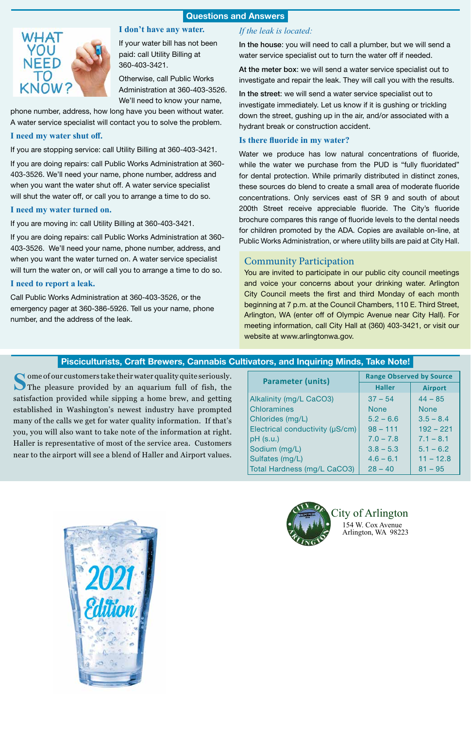## Questions and Answers

WHAT YOU NEED TO KNOW?

### I don't have any water.

If your water bill has not been paid: call Utility Billing at 360-403-3421.

Otherwise, call Public Works Administration at 360-403-3526. We'll need to know your name, phone number, address, how long have you been without water. A water service specialist will contact you to solve the problem.

### I need my water shut off.

If you are stopping service: call Utility Billing at 360-403-3421.

If you are doing repairs: call Public Works Administration at 360-403-3526. We'll need your name, phone number, address and when you want the water shut off. A water service specialist will shut the water off, or call you to arrange a time to do so.

### I need my water turned on.

If you are moving in: call Utility Billing at 360-403-3421.

If you are doing repairs: call Public Works Administration at 360-403-3526. We'll need your name, phone number, address, and when you want the water turned on. A water service specialist will turn the water on, or will call you to arrange a time to do so.

### I need to report a leak.

Call Public Works Administration at 360-403-3526, or the emergency pager at 360-386-5926. Tell us your name, phone number, and the address of the leak.

*If the leak is located:*

**In the house**: you will need to call a plumber, but we will send a water service specialist out to turn the water off if needed.

**At the meter box**: we will send a water service specialist out to investigate and repair the leak. They will call you with the results.

**In the street**: we will send a water service specialist out to investigate immediately. Let us know if it is gushing or trickling down the street, gushing up in the air, and/or associated with a hydrant break or construction accident.

### Is there fluoride in my water?

Water we produce has low natural concentrations of fluoride, while the water we purchase from the PUD is "fully fluoridated" for dental protection. While primarily distributed in distinct zones, these sources do blend to create a small area of moderate fluoride concentrations. Only services east of SR 9 and south of about 200th Street receive appreciable fluoride. The City's fluoride brochure compares this range of fluoride levels to the dental needs for children promoted by the ADA. Copies are available on-line, at Public Works Administration, or where utility bills are paid at City Hall.

## Community Participation

You are invited to participate in our public city council meetings and voice your concerns about your drinking water. Arlington City Council meets the first and third Monday of each month beginning at 7 p.m. at the Council Chambers, 110 E. Third Street, Arlington, WA (enter off of Olympic Avenue near City Hall). For meeting information, call City Hall at (360) 403-3421, or visit our website at www.arlingtonwa.gov.

## Pisciculturists, Craft Brewers, Cannabis Cultivators, and Inquiring Minds, Take Note!

Some of our customers take their water quality quite seriously. The pleasure provided by an aquarium full of fish, the satisfaction provided while sipping a home brew, and getting established in Washington's newest industry have prompted many of the calls we get for water quality information. If that's you, you will also want to take note of the information at right. Haller is representative of most of the service area. Customers near to the airport will see a blend of Haller and Airport values.

| Parameter (units) | Range Observed by Source | |
|---|---|---|
| | Haller | Airport |
| Alkalinity (mg/L $CaCO_3$) | 37 – 54 | 44 – 85 |
| Chloramines | None | None |
| Chlorides (mg/L) | 5.2 – 6.6 | 3.5 – 8.4 |
| Electrical conductivity (µS/cm) | 98 – 111 | 192 – 221 |
| pH (s.u.) | 7.0 – 7.8 | 7.1 – 8.1 |
| Sodium (mg/L) | 3.8 – 5.3 | 5.1 – 6.2 |
| Sulfates (mg/L) | 4.6 – 6.1 | 11 – 12.8 |
| Total Hardness (mg/L $CaCO_3$) | 28 – 40 | 81 – 95 |

2021 Edition

City of Arlington
154 W. Cox Avenue
Arlington, WA 98223